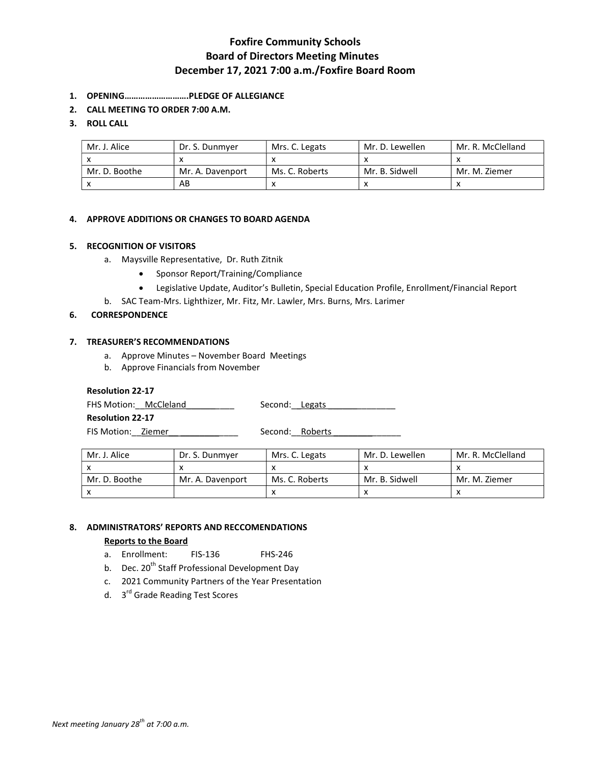# Foxfire Community Schools
## Board of Directors Meeting Minutes
### December 17, 2021 7:00 a.m./Foxfire Board Room

1. **OPENING……………………….PLEDGE OF ALLEGIANCE**
2. **CALL MEETING TO ORDER 7:00 A.M.**
3. **ROLL CALL**

| Mr. J. Alice | Dr. S. Dunmyer | Mrs. C. Legats | Mr. D. Lewellen | Mr. R. McClelland |
|---|---|---|---|---|
| x | x | x | x | x |
| Mr. D. Boothe | Mr. A. Davenport | Ms. C. Roberts | Mr. B. Sidwell | Mr. M. Ziemer |
| x | AB | x | x | x |

4. **APPROVE ADDITIONS OR CHANGES TO BOARD AGENDA**

5. **RECOGNITION OF VISITORS**
   a. Maysville Representative, Dr. Ruth Zitnik
      - Sponsor Report/Training/Compliance
      - Legislative Update, Auditor's Bulletin, Special Education Profile, Enrollment/Financial Report

   b. SAC Team-Mrs. Lighthizer, Mr. Fitz, Mr. Lawler, Mrs. Burns, Mrs. Larimer

6. **CORRESPONDENCE**

7. **TREASURER'S RECOMMENDATIONS**
   a. Approve Minutes – November Board Meetings
   b. Approve Financials from November

**Resolution 22-17**

FHS Motion: McCleland Second: Legats

**Resolution 22-17**

FIS Motion: Ziemer Second: Roberts

| Mr. J. Alice | Dr. S. Dunmyer | Mrs. C. Legats | Mr. D. Lewellen | Mr. R. McClelland |
|---|---|---|---|---|
| x | x | x | x | x |
| Mr. D. Boothe | Mr. A. Davenport | Ms. C. Roberts | Mr. B. Sidwell | Mr. M. Ziemer |
| x | | x | x | x |

8. **ADMINISTRATORS' REPORTS AND RECCOMENDATIONS**

**Reports to the Board**

   a. Enrollment: FIS-136 FHS-246
   b. Dec. 20th Staff Professional Development Day
   c. 2021 Community Partners of the Year Presentation
   d. 3rd Grade Reading Test Scores

*Next meeting January 28th at 7:00 a.m.*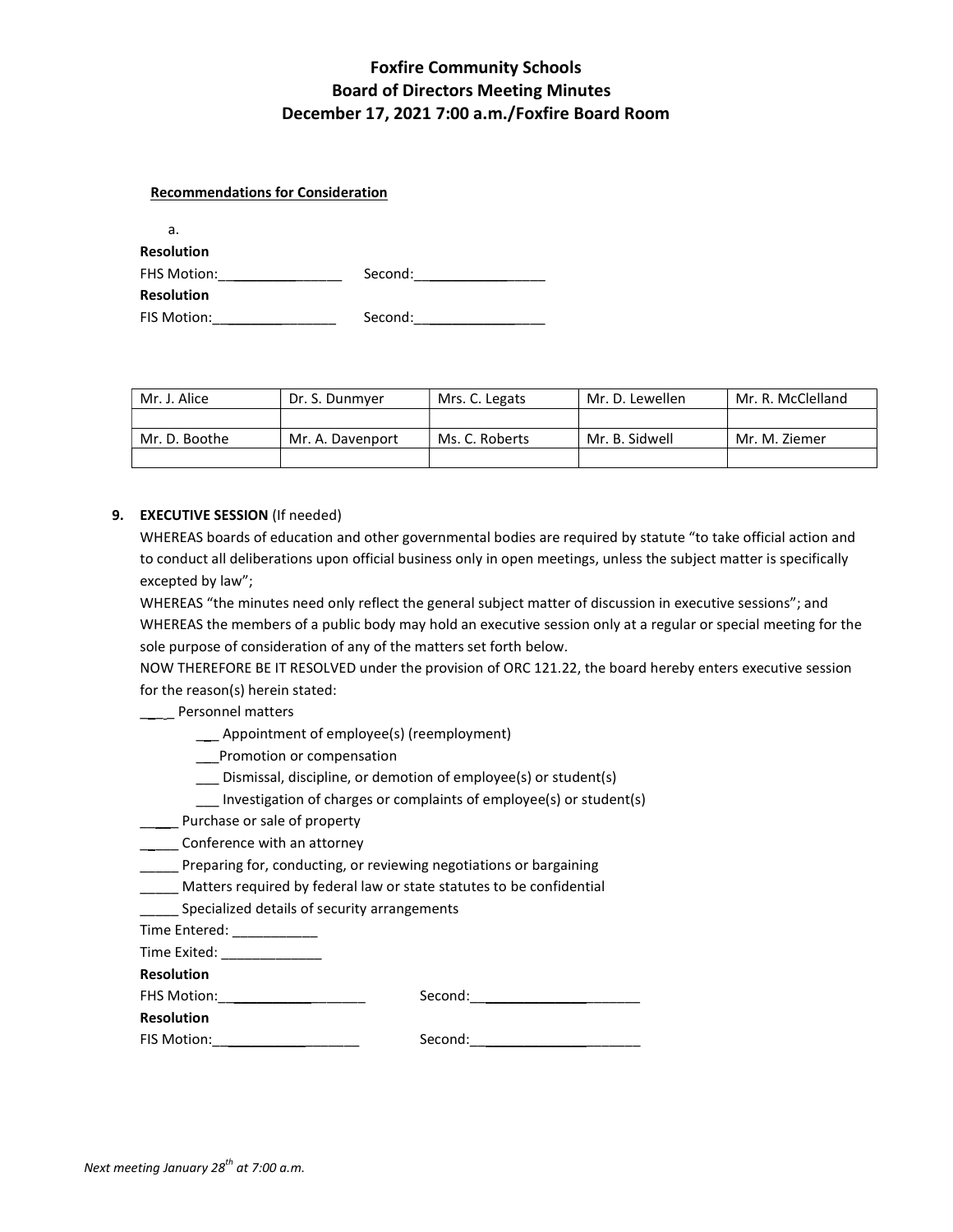# Foxfire Community Schools
## Board of Directors Meeting Minutes
## December 17, 2021 7:00 a.m./Foxfire Board Room

**Recommendations for Consideration**

a.

**Resolution**

FHS Motion:________________ Second:________________

**Resolution**

FIS Motion:________________ Second:________________

| Mr. J. Alice | Dr. S. Dunmyer | Mrs. C. Legats | Mr. D. Lewellen | Mr. R. McClelland |
|---|---|---|---|---|
| | | | | |
| Mr. D. Boothe | Mr. A. Davenport | Ms. C. Roberts | Mr. B. Sidwell | Mr. M. Ziemer |
| | | | | |

**9. EXECUTIVE SESSION** (If needed)

WHEREAS boards of education and other governmental bodies are required by statute "to take official action and to conduct all deliberations upon official business only in open meetings, unless the subject matter is specifically excepted by law";

WHEREAS "the minutes need only reflect the general subject matter of discussion in executive sessions"; and WHEREAS the members of a public body may hold an executive session only at a regular or special meeting for the sole purpose of consideration of any of the matters set forth below.

NOW THEREFORE BE IT RESOLVED under the provision of ORC 121.22, the board hereby enters executive session for the reason(s) herein stated:

____ Personnel matters

- ___ Appointment of employee(s) (reemployment)
- ___Promotion or compensation
- ___ Dismissal, discipline, or demotion of employee(s) or student(s)
- ___ Investigation of charges or complaints of employee(s) or student(s)

_____ Purchase or sale of property

_____ Conference with an attorney

_____ Preparing for, conducting, or reviewing negotiations or bargaining

_____ Matters required by federal law or state statutes to be confidential

_____ Specialized details of security arrangements

Time Entered: ___________

Time Exited: _____________

**Resolution**

FHS Motion:__________________ Second:______________________

**Resolution**

FIS Motion:__________________ Second:______________________

*Next meeting January 28th at 7:00 a.m.*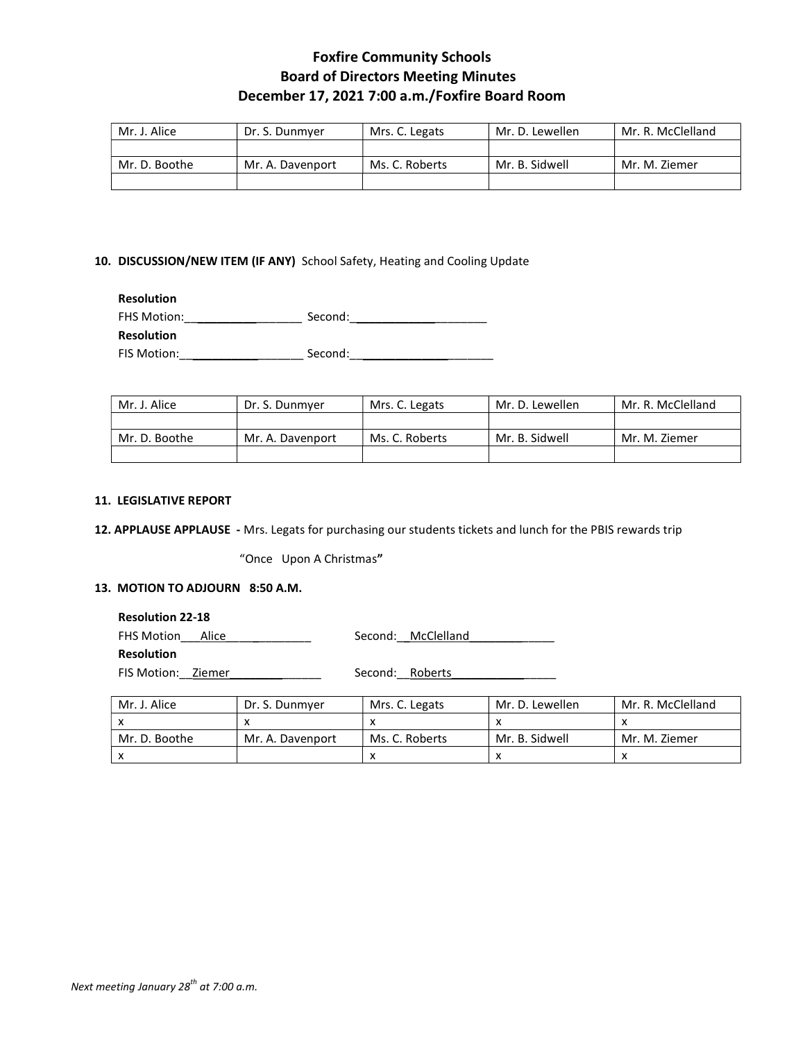# Foxfire Community Schools
## Board of Directors Meeting Minutes
### December 17, 2021 7:00 a.m./Foxfire Board Room

| | | | | |
|---|---|---|---|---|
| Mr. J. Alice | Dr. S. Dunmyer | Mrs. C. Legats | Mr. D. Lewellen | Mr. R. McClelland |
| | | | | |
| Mr. D. Boothe | Mr. A. Davenport | Ms. C. Roberts | Mr. B. Sidwell | Mr. M. Ziemer |
| | | | | |

**10. DISCUSSION/NEW ITEM (IF ANY)** School Safety, Heating and Cooling Update

**Resolution**

FHS Motion:__________________ Second:_____________________

**Resolution**

FIS Motion:__________________ Second:_____________________

| | | | | |
|---|---|---|---|---|
| Mr. J. Alice | Dr. S. Dunmyer | Mrs. C. Legats | Mr. D. Lewellen | Mr. R. McClelland |
| | | | | |
| Mr. D. Boothe | Mr. A. Davenport | Ms. C. Roberts | Mr. B. Sidwell | Mr. M. Ziemer |
| | | | | |

**11. LEGISLATIVE REPORT**

**12. APPLAUSE APPLAUSE -** Mrs. Legats for purchasing our students tickets and lunch for the PBIS rewards trip "Once Upon A Christmas"

**13. MOTION TO ADJOURN 8:50 A.M.**

**Resolution 22-18**

FHS Motion___Alice____________ Second:__McClelland_____________

**Resolution**

FIS Motion:__Ziemer_____________ Second:__Roberts______________

| | | | | |
|---|---|---|---|---|
| Mr. J. Alice | Dr. S. Dunmyer | Mrs. C. Legats | Mr. D. Lewellen | Mr. R. McClelland |
| x | x | x | x | x |
| Mr. D. Boothe | Mr. A. Davenport | Ms. C. Roberts | Mr. B. Sidwell | Mr. M. Ziemer |
| x | | x | x | x |

*Next meeting January 28th at 7:00 a.m.*